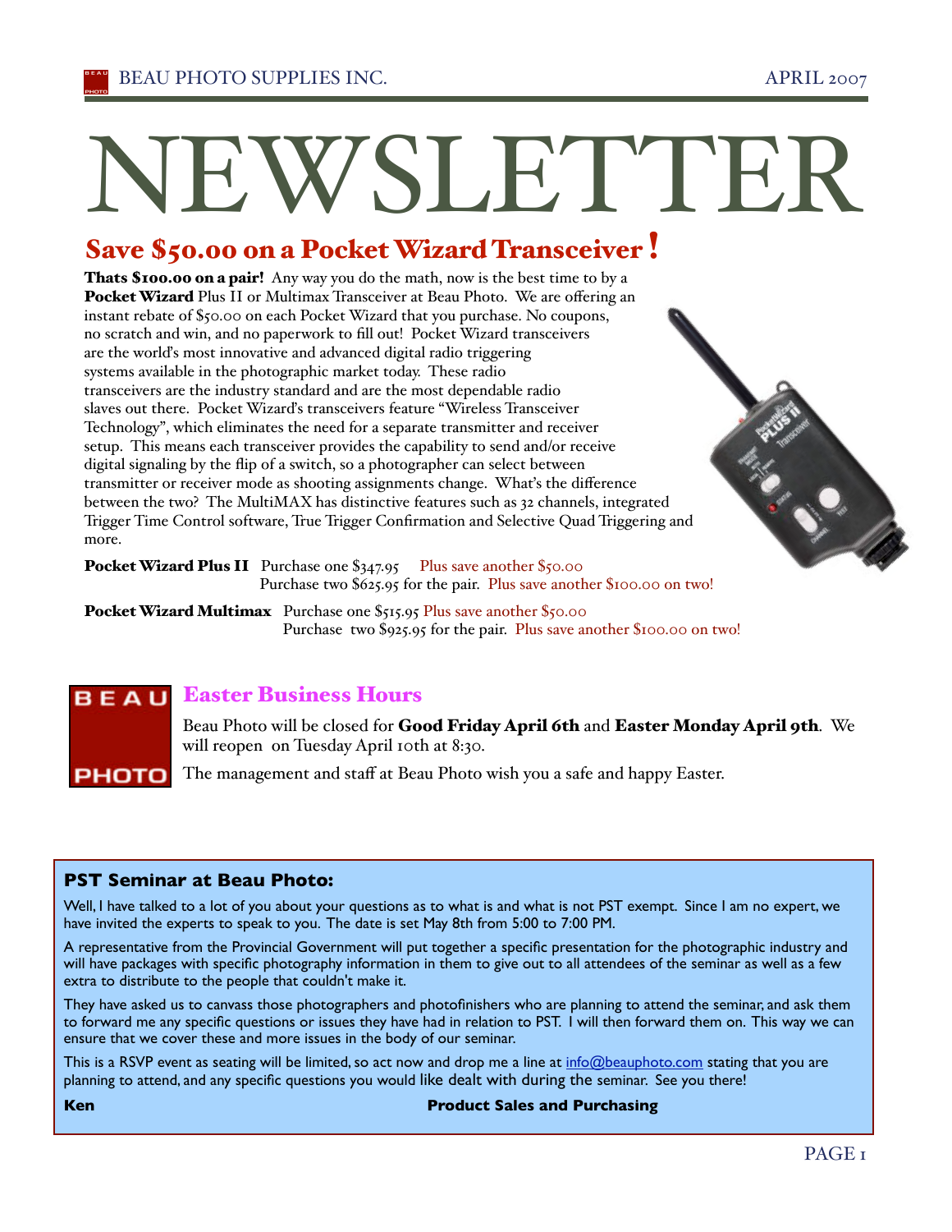# NEWSLETTER

## Save $50.00 on a Pocket Wizard Transceiver!

**Thats $100.00 on a pair!** Any way you do the math, now is the best time to by a **Pocket Wizard** Plus II or Multimax Transceiver at Beau Photo. We are offering an instant rebate of $50.00 on each Pocket Wizard that you purchase. No coupons, no scratch and win, and no paperwork to fill out! Pocket Wizard transceivers are the world's most innovative and advanced digital radio triggering systems available in the photographic market today. These radio transceivers are the industry standard and are the most dependable radio slaves out there. Pocket Wizard's transceivers feature "Wireless Transceiver Technology", which eliminates the need for a separate transmitter and receiver setup. This means each transceiver provides the capability to send and/or receive digital signaling by the flip of a switch, so a photographer can select between transmitter or receiver mode as shooting assignments change. What's the difference between the two? The MultiMAX has distinctive features such as 32 channels, integrated Trigger Time Control software, True Trigger Confirmation and Selective Quad Triggering and more.

**Pocket Wizard Plus II** Purchase one $347.95 Plus save another $50.00
Purchase two $625.95 for the pair. Plus save another $100.00 on two!

**Pocket Wizard Multimax** Purchase one $515.95 Plus save another $50.00
Purchase two $925.95 for the pair. Plus save another $100.00 on two!

## Easter Business Hours

Beau Photo will be closed for **Good Friday April 6th** and **Easter Monday April 9th**. We will reopen on Tuesday April 10th at 8:30.

The management and staff at Beau Photo wish you a safe and happy Easter.

### PST Seminar at Beau Photo:

Well, I have talked to a lot of you about your questions as to what is and what is not PST exempt. Since I am no expert, we have invited the experts to speak to you. The date is set May 8th from 5:00 to 7:00 PM.

A representative from the Provincial Government will put together a specific presentation for the photographic industry and will have packages with specific photography information in them to give out to all attendees of the seminar as well as a few extra to distribute to the people that couldn't make it.

They have asked us to canvass those photographers and photofinishers who are planning to attend the seminar, and ask them to forward me any specific questions or issues they have had in relation to PST. I will then forward them on. This way we can ensure that we cover these and more issues in the body of our seminar.

This is a RSVP event as seating will be limited, so act now and drop me a line at info@beauphoto.com stating that you are planning to attend, and any specific questions you would like dealt with during the seminar. See you there!

**Ken** **Product Sales and Purchasing**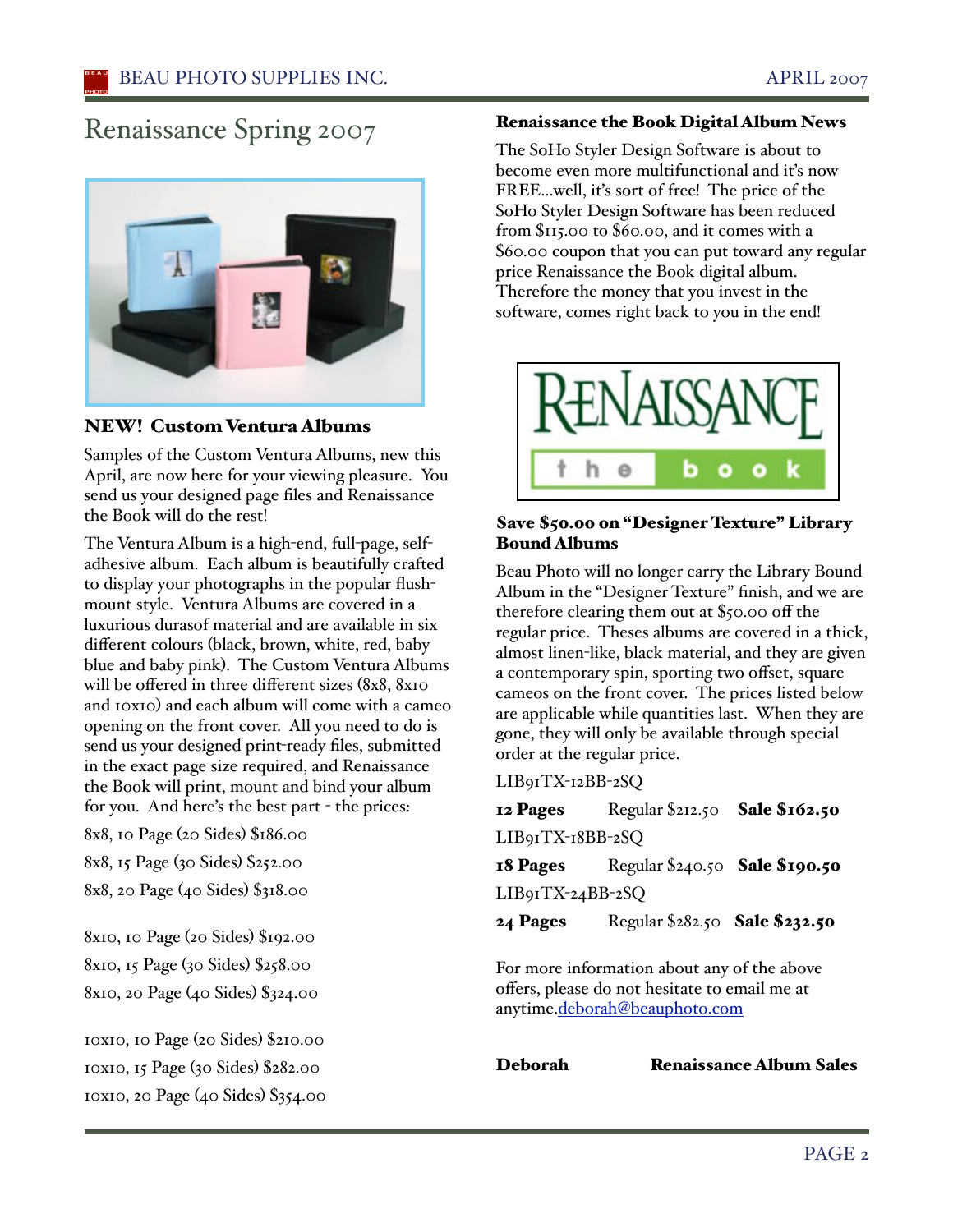# Renaissance Spring 2007

## NEW! Custom Ventura Albums

Samples of the Custom Ventura Albums, new this April, are now here for your viewing pleasure. You send us your designed page files and Renaissance the Book will do the rest!

The Ventura Album is a high-end, full-page, self-adhesive album. Each album is beautifully crafted to display your photographs in the popular flush-mount style. Ventura Albums are covered in a luxurious durasof material and are available in six different colours (black, brown, white, red, baby blue and baby pink). The Custom Ventura Albums will be offered in three different sizes (8x8, 8x10 and 10x10) and each album will come with a cameo opening on the front cover. All you need to do is send us your designed print-ready files, submitted in the exact page size required, and Renaissance the Book will print, mount and bind your album for you. And here's the best part - the prices:

8x8, 10 Page (20 Sides) $186.00

8x8, 15 Page (30 Sides) $252.00

8x8, 20 Page (40 Sides) $318.00

8x10, 10 Page (20 Sides) $192.00

8x10, 15 Page (30 Sides) $258.00

8x10, 20 Page (40 Sides) $324.00

10x10, 10 Page (20 Sides) $210.00

10x10, 15 Page (30 Sides) $282.00

10x10, 20 Page (40 Sides) $354.00

## Renaissance the Book Digital Album News

The SoHo Styler Design Software is about to become even more multifunctional and it's now FREE...well, it's sort of free! The price of the SoHo Styler Design Software has been reduced from $115.00 to $60.00, and it comes with a $60.00 coupon that you can put toward any regular price Renaissance the Book digital album. Therefore the money that you invest in the software, comes right back to you in the end!

## Save $50.00 on "Designer Texture" Library Bound Albums

Beau Photo will no longer carry the Library Bound Album in the "Designer Texture" finish, and we are therefore clearing them out at $50.00 off the regular price. Theses albums are covered in a thick, almost linen-like, black material, and they are given a contemporary spin, sporting two offset, square cameos on the front cover. The prices listed below are applicable while quantities last. When they are gone, they will only be available through special order at the regular price.

LIB91TX-12BB-2SQ

**12 Pages** Regular $212.50 **Sale $162.50**

LIB91TX-18BB-2SQ

**18 Pages** Regular $240.50 **Sale $190.50**

LIB91TX-24BB-2SQ

**24 Pages** Regular $282.50 **Sale $232.50**

For more information about any of the above offers, please do not hesitate to email me at anytime.deborah@beauphoto.com

**Deborah** **Renaissance Album Sales**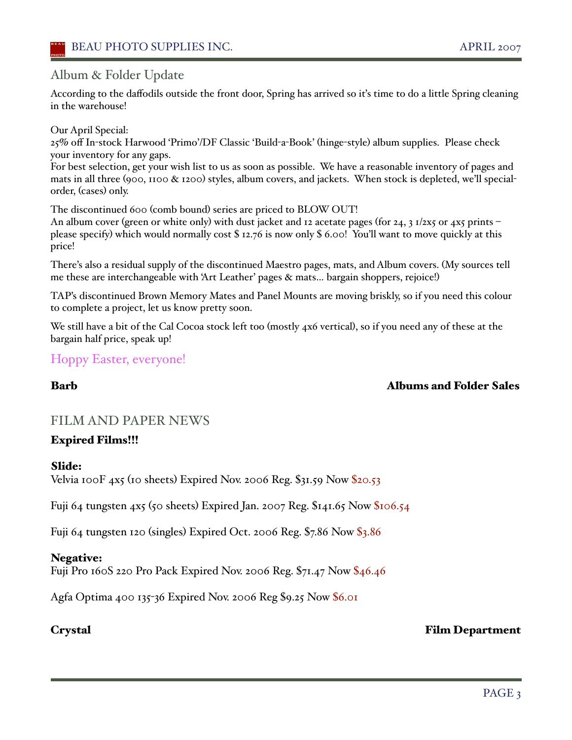## Album & Folder Update

According to the daffodils outside the front door, Spring has arrived so it's time to do a little Spring cleaning in the warehouse!

Our April Special:
25% off In-stock Harwood 'Primo'/DF Classic 'Build-a-Book' (hinge-style) album supplies. Please check your inventory for any gaps.
For best selection, get your wish list to us as soon as possible. We have a reasonable inventory of pages and mats in all three (900, 1100 & 1200) styles, album covers, and jackets. When stock is depleted, we'll special-order, (cases) only.

The discontinued 600 (comb bound) series are priced to BLOW OUT!
An album cover (green or white only) with dust jacket and 12 acetate pages (for 24, 3 1/2x5 or 4x5 prints – please specify) which would normally cost $ 12.76 is now only $ 6.00! You'll want to move quickly at this price!

There's also a residual supply of the discontinued Maestro pages, mats, and Album covers. (My sources tell me these are interchangeable with 'Art Leather' pages & mats… bargain shoppers, rejoice!)

TAP's discontinued Brown Memory Mates and Panel Mounts are moving briskly, so if you need this colour to complete a project, let us know pretty soon.

We still have a bit of the Cal Cocoa stock left too (mostly 4x6 vertical), so if you need any of these at the bargain half price, speak up!

Hoppy Easter, everyone!

**Barb** — **Albums and Folder Sales**

## FILM AND PAPER NEWS

**Expired Films!!!**

**Slide:**
Velvia 100F 4x5 (10 sheets) Expired Nov. 2006 Reg. $31.59 Now $20.53

Fuji 64 tungsten 4x5 (50 sheets) Expired Jan. 2007 Reg. $141.65 Now $106.54

Fuji 64 tungsten 120 (singles) Expired Oct. 2006 Reg. $7.86 Now $3.86

**Negative:**
Fuji Pro 160S 220 Pro Pack Expired Nov. 2006 Reg. $71.47 Now $46.46

Agfa Optima 400 135-36 Expired Nov. 2006 Reg $9.25 Now $6.01

**Crystal** — **Film Department**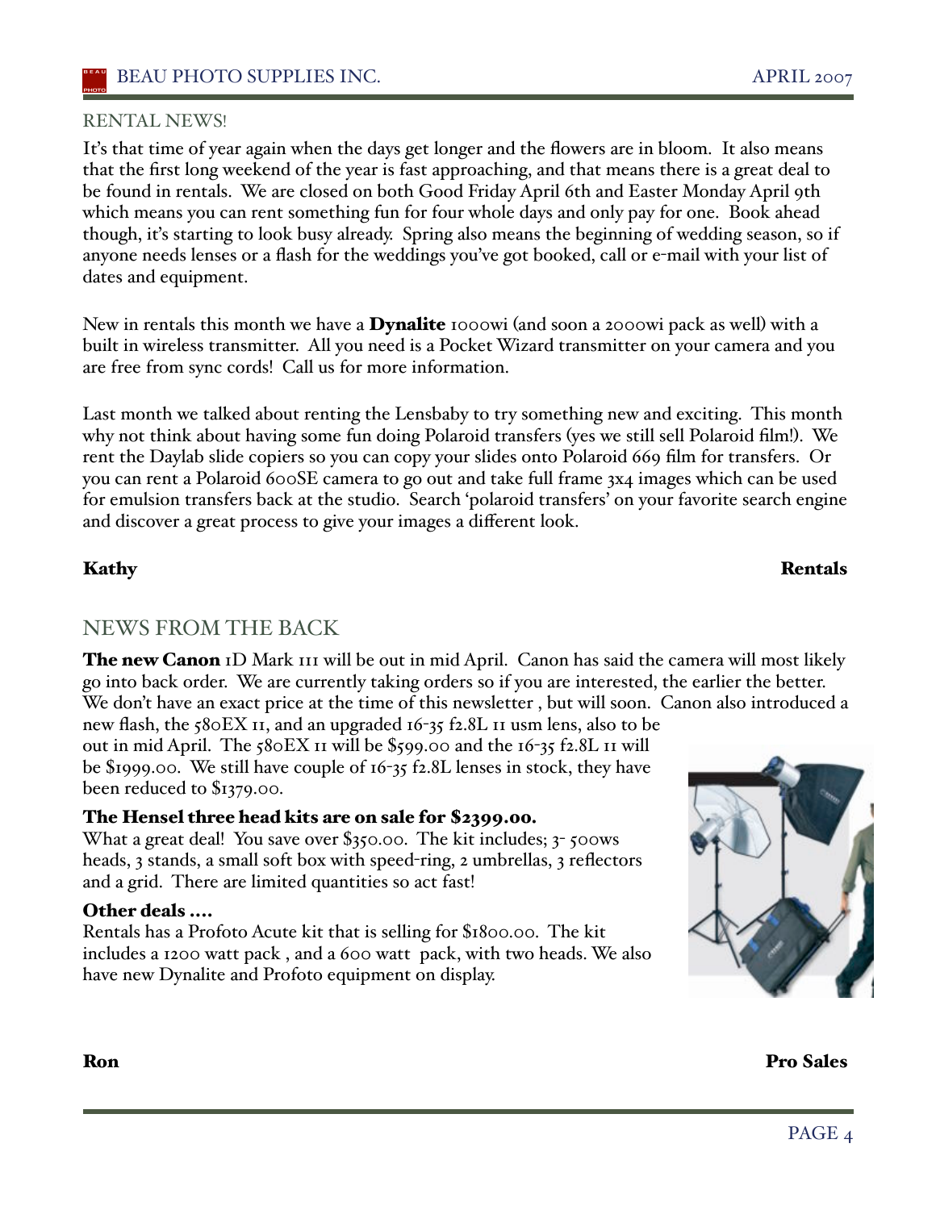## RENTAL NEWS!

It's that time of year again when the days get longer and the flowers are in bloom. It also means that the first long weekend of the year is fast approaching, and that means there is a great deal to be found in rentals. We are closed on both Good Friday April 6th and Easter Monday April 9th which means you can rent something fun for four whole days and only pay for one. Book ahead though, it's starting to look busy already. Spring also means the beginning of wedding season, so if anyone needs lenses or a flash for the weddings you've got booked, call or e-mail with your list of dates and equipment.

New in rentals this month we have a **Dynalite** 1000wi (and soon a 2000wi pack as well) with a built in wireless transmitter. All you need is a Pocket Wizard transmitter on your camera and you are free from sync cords! Call us for more information.

Last month we talked about renting the Lensbaby to try something new and exciting. This month why not think about having some fun doing Polaroid transfers (yes we still sell Polaroid film!). We rent the Daylab slide copiers so you can copy your slides onto Polaroid 669 film for transfers. Or you can rent a Polaroid 600SE camera to go out and take full frame 3x4 images which can be used for emulsion transfers back at the studio. Search 'polaroid transfers' on your favorite search engine and discover a great process to give your images a different look.

**Kathy** **Rentals**

## NEWS FROM THE BACK

**The new Canon** 1D Mark III will be out in mid April. Canon has said the camera will most likely go into back order. We are currently taking orders so if you are interested, the earlier the better. We don't have an exact price at the time of this newsletter , but will soon. Canon also introduced a new flash, the 580EX II, and an upgraded 16-35 f2.8L II usm lens, also to be out in mid April. The 580EX II will be $599.00 and the 16-35 f2.8L II will be $1999.00. We still have couple of 16-35 f2.8L lenses in stock, they have been reduced to $1379.00.

**The Hensel three head kits are on sale for $2399.00.**
What a great deal! You save over $350.00. The kit includes; 3- 500ws heads, 3 stands, a small soft box with speed-ring, 2 umbrellas, 3 reflectors and a grid. There are limited quantities so act fast!

**Other deals ....**
Rentals has a Profoto Acute kit that is selling for $1800.00. The kit includes a 1200 watt pack , and a 600 watt pack, with two heads. We also have new Dynalite and Profoto equipment on display.

**Ron** **Pro Sales**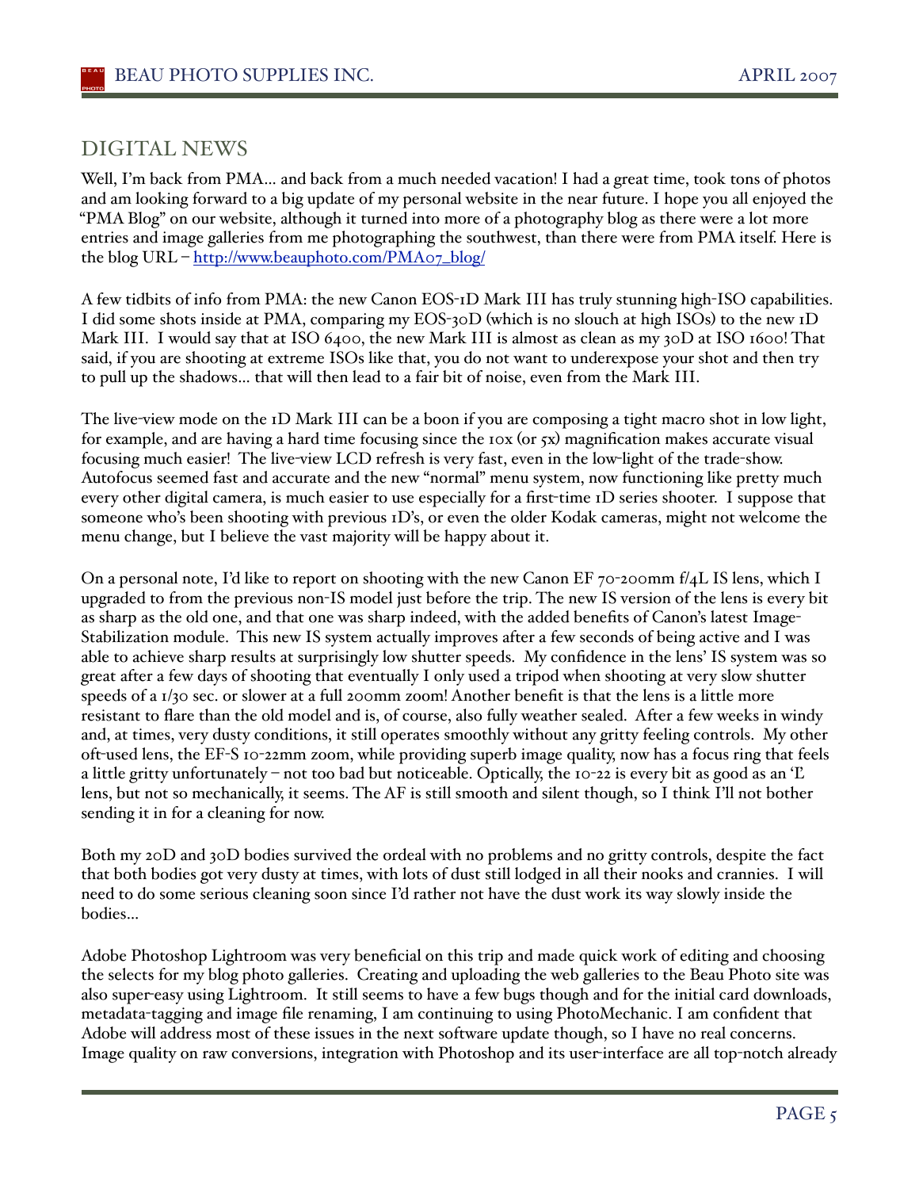## DIGITAL NEWS

Well, I'm back from PMA... and back from a much needed vacation! I had a great time, took tons of photos and am looking forward to a big update of my personal website in the near future. I hope you all enjoyed the "PMA Blog" on our website, although it turned into more of a photography blog as there were a lot more entries and image galleries from me photographing the southwest, than there were from PMA itself. Here is the blog URL – [http://www.beauphoto.com/PMA07_blog/](http://www.beauphoto.com/PMA07_blog/)

A few tidbits of info from PMA: the new Canon EOS-1D Mark III has truly stunning high-ISO capabilities. I did some shots inside at PMA, comparing my EOS-30D (which is no slouch at high ISOs) to the new 1D Mark III. I would say that at ISO 6400, the new Mark III is almost as clean as my 30D at ISO 1600! That said, if you are shooting at extreme ISOs like that, you do not want to underexpose your shot and then try to pull up the shadows... that will then lead to a fair bit of noise, even from the Mark III.

The live-view mode on the 1D Mark III can be a boon if you are composing a tight macro shot in low light, for example, and are having a hard time focusing since the 10x (or 5x) magnification makes accurate visual focusing much easier! The live-view LCD refresh is very fast, even in the low-light of the trade-show. Autofocus seemed fast and accurate and the new "normal" menu system, now functioning like pretty much every other digital camera, is much easier to use especially for a first-time 1D series shooter. I suppose that someone who's been shooting with previous 1D's, or even the older Kodak cameras, might not welcome the menu change, but I believe the vast majority will be happy about it.

On a personal note, I'd like to report on shooting with the new Canon EF 70-200mm f/4L IS lens, which I upgraded to from the previous non-IS model just before the trip. The new IS version of the lens is every bit as sharp as the old one, and that one was sharp indeed, with the added benefits of Canon's latest Image-Stabilization module. This new IS system actually improves after a few seconds of being active and I was able to achieve sharp results at surprisingly low shutter speeds. My confidence in the lens' IS system was so great after a few days of shooting that eventually I only used a tripod when shooting at very slow shutter speeds of a 1/30 sec. or slower at a full 200mm zoom! Another benefit is that the lens is a little more resistant to flare than the old model and is, of course, also fully weather sealed. After a few weeks in windy and, at times, very dusty conditions, it still operates smoothly without any gritty feeling controls. My other oft-used lens, the EF-S 10-22mm zoom, while providing superb image quality, now has a focus ring that feels a little gritty unfortunately – not too bad but noticeable. Optically, the 10-22 is every bit as good as an 'L' lens, but not so mechanically, it seems. The AF is still smooth and silent though, so I think I'll not bother sending it in for a cleaning for now.

Both my 20D and 30D bodies survived the ordeal with no problems and no gritty controls, despite the fact that both bodies got very dusty at times, with lots of dust still lodged in all their nooks and crannies. I will need to do some serious cleaning soon since I'd rather not have the dust work its way slowly inside the bodies...

Adobe Photoshop Lightroom was very beneficial on this trip and made quick work of editing and choosing the selects for my blog photo galleries. Creating and uploading the web galleries to the Beau Photo site was also super-easy using Lightroom. It still seems to have a few bugs though and for the initial card downloads, metadata-tagging and image file renaming, I am continuing to using PhotoMechanic. I am confident that Adobe will address most of these issues in the next software update though, so I have no real concerns. Image quality on raw conversions, integration with Photoshop and its user-interface are all top-notch already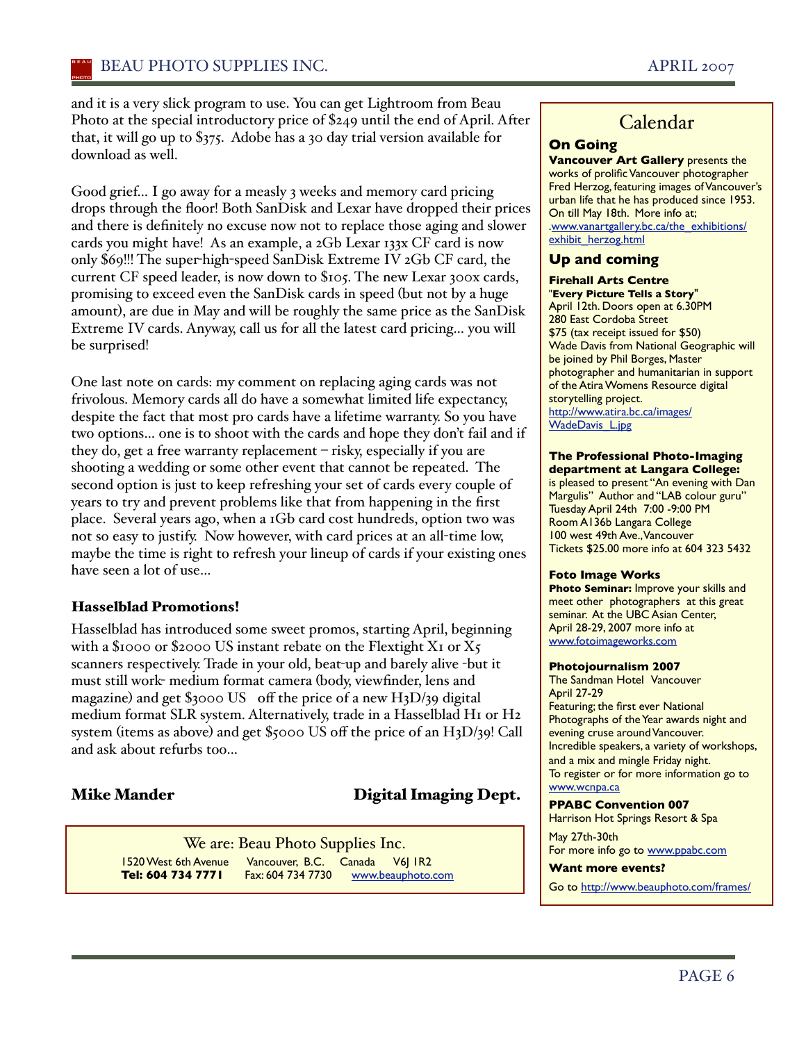and it is a very slick program to use. You can get Lightroom from Beau Photo at the special introductory price of $249 until the end of April. After that, it will go up to $375. Adobe has a 30 day trial version available for download as well.

Good grief… I go away for a measly 3 weeks and memory card pricing drops through the floor! Both SanDisk and Lexar have dropped their prices and there is definitely no excuse now not to replace those aging and slower cards you might have! As an example, a 2Gb Lexar 133x CF card is now only $69!!! The super-high-speed SanDisk Extreme IV 2Gb CF card, the current CF speed leader, is now down to $105. The new Lexar 300x cards, promising to exceed even the SanDisk cards in speed (but not by a huge amount), are due in May and will be roughly the same price as the SanDisk Extreme IV cards. Anyway, call us for all the latest card pricing… you will be surprised!

One last note on cards: my comment on replacing aging cards was not frivolous. Memory cards all do have a somewhat limited life expectancy, despite the fact that most pro cards have a lifetime warranty. So you have two options… one is to shoot with the cards and hope they don't fail and if they do, get a free warranty replacement – risky, especially if you are shooting a wedding or some other event that cannot be repeated. The second option is just to keep refreshing your set of cards every couple of years to try and prevent problems like that from happening in the first place. Several years ago, when a 1Gb card cost hundreds, option two was not so easy to justify. Now however, with card prices at an all-time low, maybe the time is right to refresh your lineup of cards if your existing ones have seen a lot of use…

### Hasselblad Promotions!

Hasselblad has introduced some sweet promos, starting April, beginning with a $1000 or $2000 US instant rebate on the Flextight X1 or X5 scanners respectively. Trade in your old, beat-up and barely alive -but it must still work- medium format camera (body, viewfinder, lens and magazine) and get $3000 US off the price of a new H3D/39 digital medium format SLR system. Alternatively, trade in a Hasselblad H1 or H2 system (items as above) and get $5000 US off the price of an H3D/39! Call and ask about refurbs too…

**Mike Mander** — **Digital Imaging Dept.**

We are: Beau Photo Supplies Inc.
1520 West 6th Avenue Vancouver, B.C. Canada V6J 1R2
**Tel: 604 734 7771** Fax: 604 734 7730 www.beauphoto.com

## Calendar

### On Going

**Vancouver Art Gallery** presents the works of prolific Vancouver photographer Fred Herzog, featuring images of Vancouver's urban life that he has produced since 1953. On till May 18th. More info at; .www.vanartgallery.bc.ca/the_exhibitions/exhibit_herzog.html

### Up and coming

**Firehall Arts Centre**
"**Every Picture Tells a Story**"
April 12th. Doors open at 6.30PM
280 East Cordoba Street
$75 (tax receipt issued for $50)
Wade Davis from National Geographic will be joined by Phil Borges, Master photographer and humanitarian in support of the Atira Womens Resource digital storytelling project.
http://www.atira.bc.ca/images/WadeDavis_L.jpg

**The Professional Photo-Imaging department at Langara College:**
is pleased to present "An evening with Dan Margulis" Author and "LAB colour guru"
Tuesday April 24th 7:00 -9:00 PM
Room A136b Langara College
100 west 49th Ave., Vancouver
Tickets $25.00 more info at 604 323 5432

**Foto Image Works**
**Photo Seminar:** Improve your skills and meet other photographers at this great seminar. At the UBC Asian Center, April 28-29, 2007 more info at www.fotoimageworks.com

**Photojournalism 2007**
The Sandman Hotel Vancouver
April 27-29
Featuring; the first ever National Photographs of the Year awards night and evening cruse around Vancouver.
Incredible speakers, a variety of workshops, and a mix and mingle Friday night.
To register or for more information go to www.wcnpa.ca

**PPABC Convention 007**
Harrison Hot Springs Resort & Spa

May 27th-30th
For more info go to www.ppabc.com

**Want more events?**

Go to http://www.beauphoto.com/frames/